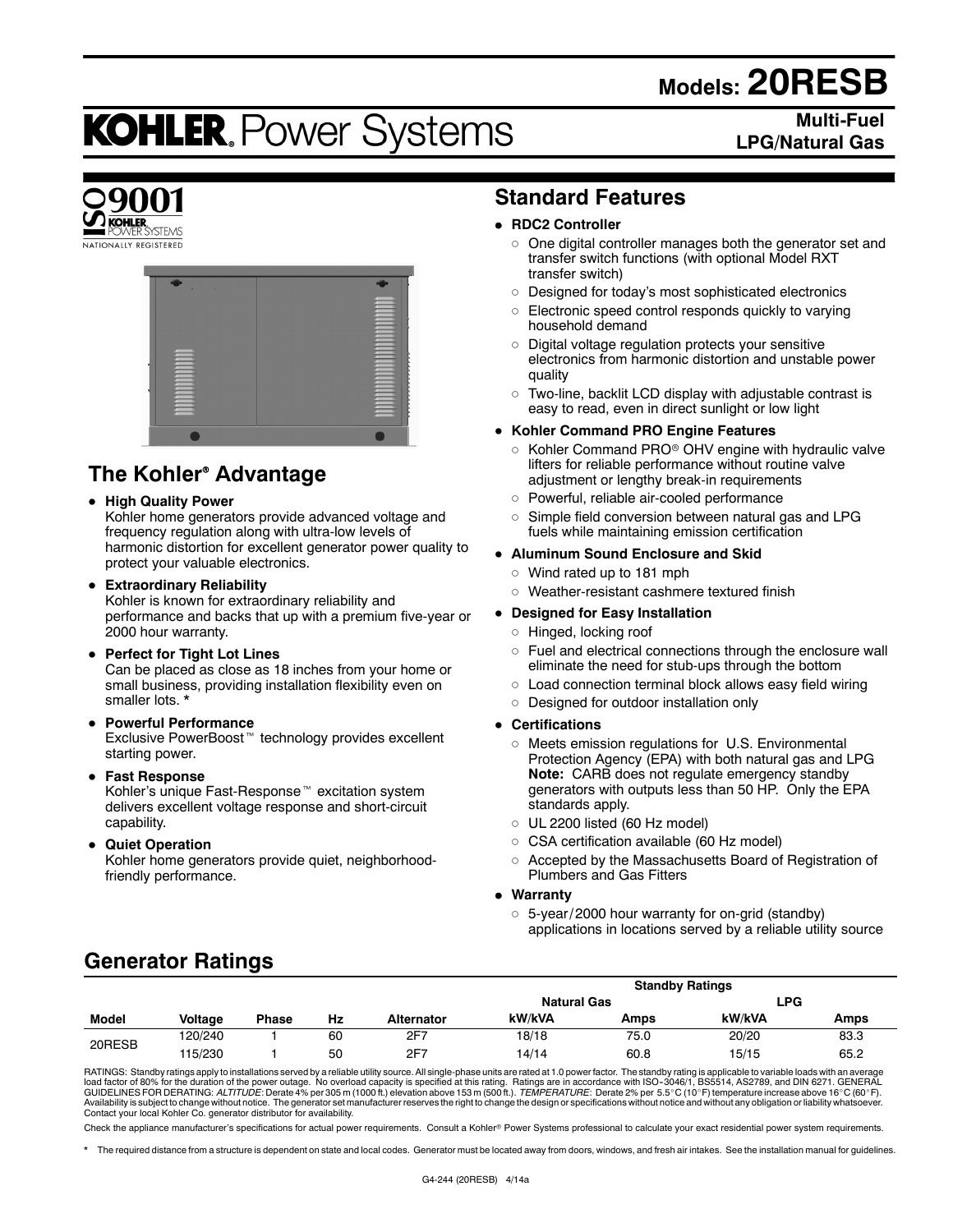# Models: 20RESB

# KOHLER. Power Systems

**Multi-Fuel**
**LPG/Natural Gas**

ISO 9001 KOHLER POWER SYSTEMS NATIONALLY REGISTERED

## The Kohler® Advantage

- **High Quality Power**
  Kohler home generators provide advanced voltage and frequency regulation along with ultra-low levels of harmonic distortion for excellent generator power quality to protect your valuable electronics.
- **Extraordinary Reliability**
  Kohler is known for extraordinary reliability and performance and backs that up with a premium five-year or 2000 hour warranty.
- **Perfect for Tight Lot Lines**
  Can be placed as close as 18 inches from your home or small business, providing installation flexibility even on smaller lots. *
- **Powerful Performance**
  Exclusive PowerBoost™ technology provides excellent starting power.
- **Fast Response**
  Kohler's unique Fast-Response™ excitation system delivers excellent voltage response and short-circuit capability.
- **Quiet Operation**
  Kohler home generators provide quiet, neighborhood-friendly performance.

## Standard Features

- **RDC2 Controller**
  - One digital controller manages both the generator set and transfer switch functions (with optional Model RXT transfer switch)
  - Designed for today's most sophisticated electronics
  - Electronic speed control responds quickly to varying household demand
  - Digital voltage regulation protects your sensitive electronics from harmonic distortion and unstable power quality
  - Two-line, backlit LCD display with adjustable contrast is easy to read, even in direct sunlight or low light
- **Kohler Command PRO Engine Features**
  - Kohler Command PRO® OHV engine with hydraulic valve lifters for reliable performance without routine valve adjustment or lengthy break-in requirements
  - Powerful, reliable air-cooled performance
  - Simple field conversion between natural gas and LPG fuels while maintaining emission certification
- **Aluminum Sound Enclosure and Skid**
  - Wind rated up to 181 mph
  - Weather-resistant cashmere textured finish
- **Designed for Easy Installation**
  - Hinged, locking roof
  - Fuel and electrical connections through the enclosure wall eliminate the need for stub-ups through the bottom
  - Load connection terminal block allows easy field wiring
  - Designed for outdoor installation only
- **Certifications**
  - Meets emission regulations for U.S. Environmental Protection Agency (EPA) with both natural gas and LPG
    **Note:** CARB does not regulate emergency standby generators with outputs less than 50 HP. Only the EPA standards apply.
  - UL 2200 listed (60 Hz model)
  - CSA certification available (60 Hz model)
  - Accepted by the Massachusetts Board of Registration of Plumbers and Gas Fitters
- **Warranty**
  - 5-year/2000 hour warranty for on-grid (standby) applications in locations served by a reliable utility source

## Generator Ratings

| | | | | | Standby Ratings | | | |
|---|---|---|---|---|---|---|---|---|
| | | | | | Natural Gas | | LPG | |
| Model | Voltage | Phase | Hz | Alternator | kW/kVA | Amps | kW/kVA | Amps |
| 20RESB | 120/240 | 1 | 60 | 2F7 | 18/18 | 75.0 | 20/20 | 83.3 |
| | 115/230 | 1 | 50 | 2F7 | 14/14 | 60.8 | 15/15 | 65.2 |

RATINGS: Standby ratings apply to installations served by a reliable utility source. All single-phase units are rated at 1.0 power factor. The standby rating is applicable to variable loads with an average load factor of 80% for the duration of the power outage. No overload capacity is specified at this rating. Ratings are in accordance with ISO-3046/1, BS5514, AS2789, and DIN 6271. GENERAL GUIDELINES FOR DERATING: *ALTITUDE*: Derate 4% per 305 m (1000 ft.) elevation above 153 m (500 ft.). *TEMPERATURE*: Derate 2% per 5.5°C (10°F) temperature increase above 16°C (60°F). Availability is subject to change without notice. The generator set manufacturer reserves the right to change the design or specifications without notice and without any obligation or liability whatsoever. Contact your local Kohler Co. generator distributor for availability.

Check the appliance manufacturer's specifications for actual power requirements. Consult a Kohler® Power Systems professional to calculate your exact residential power system requirements.

\* The required distance from a structure is dependent on state and local codes. Generator must be located away from doors, windows, and fresh air intakes. See the installation manual for guidelines.

G4-244 (20RESB) 4/14a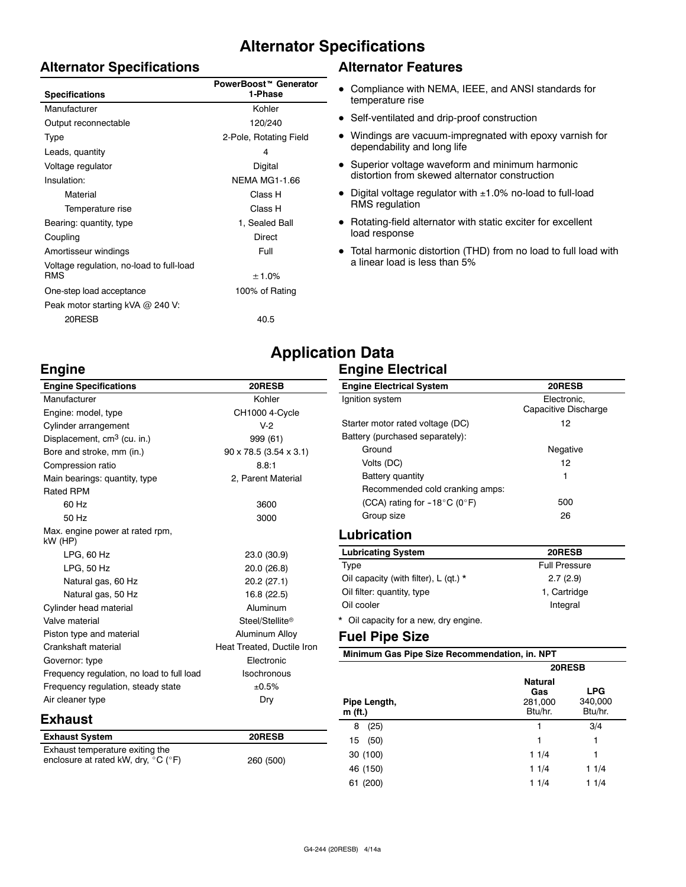# Alternator Specifications

## Alternator Specifications

| Specifications | PowerBoost™ Generator 1-Phase |
|---|---|
| Manufacturer | Kohler |
| Output reconnectable | 120/240 |
| Type | 2-Pole, Rotating Field |
| Leads, quantity | 4 |
| Voltage regulator | Digital |
| Insulation: | NEMA MG1-1.66 |
| Material | Class H |
| Temperature rise | Class H |
| Bearing: quantity, type | 1, Sealed Ball |
| Coupling | Direct |
| Amortisseur windings | Full |
| Voltage regulation, no-load to full-load RMS | ± 1.0% |
| One-step load acceptance | 100% of Rating |
| Peak motor starting kVA @ 240 V: | |
| 20RESB | 40.5 |

## Alternator Features

- Compliance with NEMA, IEEE, and ANSI standards for temperature rise
- Self-ventilated and drip-proof construction
- Windings are vacuum-impregnated with epoxy varnish for dependability and long life
- Superior voltage waveform and minimum harmonic distortion from skewed alternator construction
- Digital voltage regulator with ±1.0% no-load to full-load RMS regulation
- Rotating-field alternator with static exciter for excellent load response
- Total harmonic distortion (THD) from no load to full load with a linear load is less than 5%

# Application Data

## Engine

| Engine Specifications | 20RESB |
|---|---|
| Manufacturer | Kohler |
| Engine: model, type | CH1000 4-Cycle |
| Cylinder arrangement | V-2 |
| Displacement, $cm^3$ (cu. in.) | 999 (61) |
| Bore and stroke, mm (in.) | 90 x 78.5 (3.54 x 3.1) |
| Compression ratio | 8.8:1 |
| Main bearings: quantity, type | 2, Parent Material |
| Rated RPM | |
| 60 Hz | 3600 |
| 50 Hz | 3000 |
| Max. engine power at rated rpm, kW (HP) | |
| LPG, 60 Hz | 23.0 (30.9) |
| LPG, 50 Hz | 20.0 (26.8) |
| Natural gas, 60 Hz | 20.2 (27.1) |
| Natural gas, 50 Hz | 16.8 (22.5) |
| Cylinder head material | Aluminum |
| Valve material | Steel/Stellite® |
| Piston type and material | Aluminum Alloy |
| Crankshaft material | Heat Treated, Ductile Iron |
| Governor: type | Electronic |
| Frequency regulation, no load to full load | Isochronous |
| Frequency regulation, steady state | ±0.5% |
| Air cleaner type | Dry |

## Exhaust

| Exhaust System | 20RESB |
|---|---|
| Exhaust temperature exiting the enclosure at rated kW, dry, °C (°F) | 260 (500) |

## Engine Electrical

| Engine Electrical System | 20RESB |
|---|---|
| Ignition system | Electronic, Capacitive Discharge |
| Starter motor rated voltage (DC) | 12 |
| Battery (purchased separately): | |
| Ground | Negative |
| Volts (DC) | 12 |
| Battery quantity | 1 |
| Recommended cold cranking amps: | |
| (CCA) rating for -18°C (0°F) | 500 |
| Group size | 26 |

## Lubrication

| Lubricating System | 20RESB |
|---|---|
| Type | Full Pressure |
| Oil capacity (with filter), L (qt.) * | 2.7 (2.9) |
| Oil filter: quantity, type | 1, Cartridge |
| Oil cooler | Integral |

* Oil capacity for a new, dry engine.

## Fuel Pipe Size

| Minimum Gas Pipe Size Recommendation, in. NPT | | |
|---|---|---|
| | 20RESB | |
| Pipe Length, m (ft.) | Natural Gas 281,000 Btu/hr. | LPG 340,000 Btu/hr. |
| 8 (25) | 1 | 3/4 |
| 15 (50) | 1 | 1 |
| 30 (100) | 1 1/4 | 1 |
| 46 (150) | 1 1/4 | 1 1/4 |
| 61 (200) | 1 1/4 | 1 1/4 |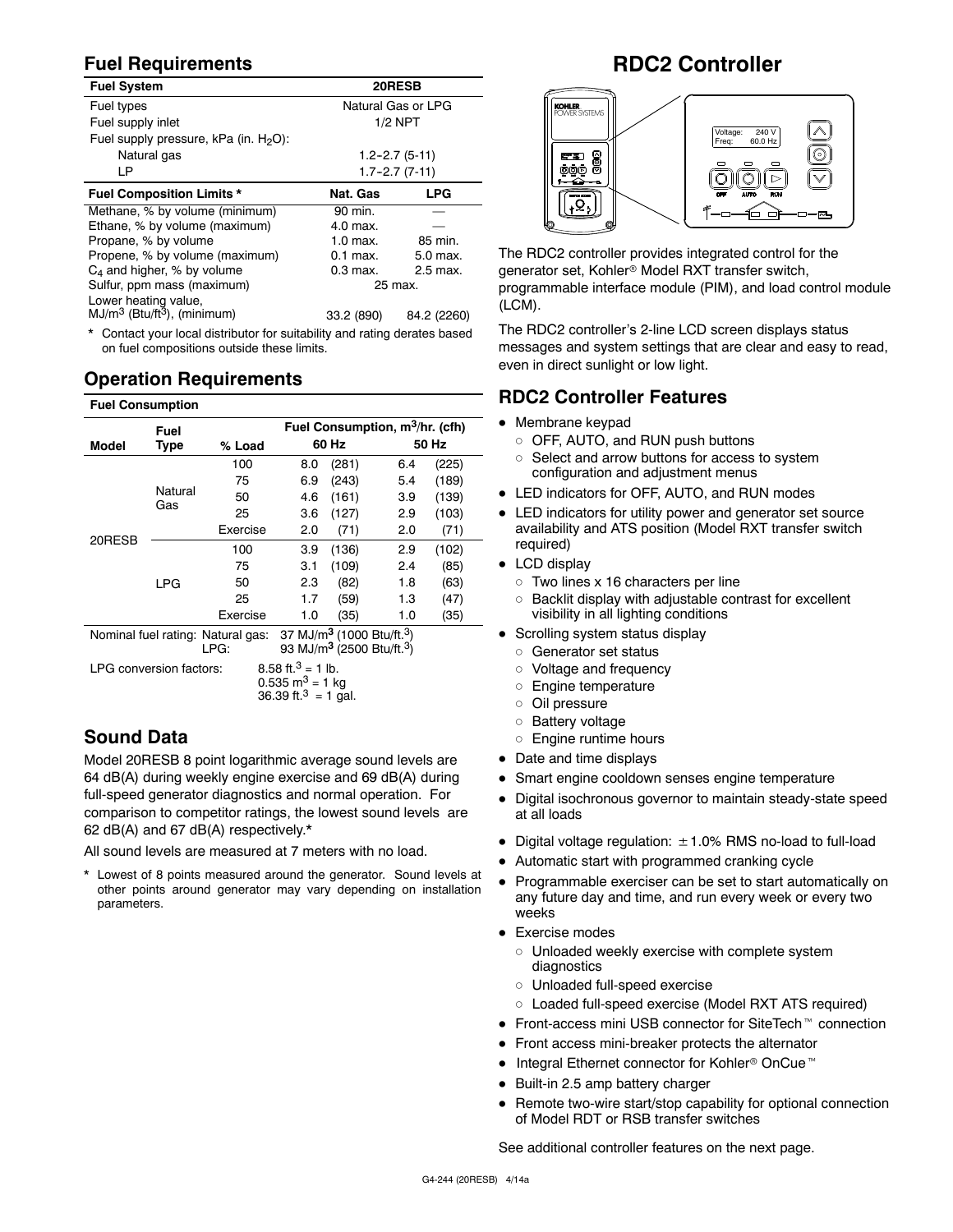## Fuel Requirements

| Fuel System | 20RESB | |
|---|---|---|
| Fuel types | Natural Gas or LPG | |
| Fuel supply inlet | 1/2 NPT | |
| Fuel supply pressure, kPa (in. $H_2O$): | | |
| Natural gas | 1.2–2.7 (5-11) | |
| LP | 1.7–2.7 (7-11) | |
| **Fuel Composition Limits *** | **Nat. Gas** | **LPG** |
| Methane, % by volume (minimum) | 90 min. | — |
| Ethane, % by volume (maximum) | 4.0 max. | — |
| Propane, % by volume | 1.0 max. | 85 min. |
| Propene, % by volume (maximum) | 0.1 max. | 5.0 max. |
| $C_4$ and higher, % by volume | 0.3 max. | 2.5 max. |
| Sulfur, ppm mass (maximum) | 25 max. | |
| Lower heating value, $MJ/m^3$ ($Btu/ft^3$), (minimum) | 33.2 (890) | 84.2 (2260) |

\* Contact your local distributor for suitability and rating derates based on fuel compositions outside these limits.

## Operation Requirements

**Fuel Consumption**

| Model | Fuel Type | % Load | Fuel Consumption, $m^3$/hr. (cfh) 60 Hz | | 50 Hz | |
|---|---|---|---|---|---|---|
| 20RESB | Natural Gas | 100 | 8.0 | (281) | 6.4 | (225) |
| | | 75 | 6.9 | (243) | 5.4 | (189) |
| | | 50 | 4.6 | (161) | 3.9 | (139) |
| | | 25 | 3.6 | (127) | 2.9 | (103) |
| | | Exercise | 2.0 | (71) | 2.0 | (71) |
| | LPG | 100 | 3.9 | (136) | 2.9 | (102) |
| | | 75 | 3.1 | (109) | 2.4 | (85) |
| | | 50 | 2.3 | (82) | 1.8 | (63) |
| | | 25 | 1.7 | (59) | 1.3 | (47) |
| | | Exercise | 1.0 | (35) | 1.0 | (35) |

Nominal fuel rating: Natural gas: 37 $MJ/m^3$ (1000 $Btu/ft.^3$)
LPG: 93 $MJ/m^3$ (2500 $Btu/ft.^3$)

LPG conversion factors: 8.58 $ft.^3$ = 1 lb.
0.535 $m^3$ = 1 kg
36.39 $ft.^3$ = 1 gal.

## Sound Data

Model 20RESB 8 point logarithmic average sound levels are 64 dB(A) during weekly engine exercise and 69 dB(A) during full-speed generator diagnostics and normal operation. For comparison to competitor ratings, the lowest sound levels are 62 dB(A) and 67 dB(A) respectively.*

All sound levels are measured at 7 meters with no load.

\* Lowest of 8 points measured around the generator. Sound levels at other points around generator may vary depending on installation parameters.

# RDC2 Controller

The RDC2 controller provides integrated control for the generator set, Kohler® Model RXT transfer switch, programmable interface module (PIM), and load control module (LCM).

The RDC2 controller's 2-line LCD screen displays status messages and system settings that are clear and easy to read, even in direct sunlight or low light.

## RDC2 Controller Features

- Membrane keypad
  - OFF, AUTO, and RUN push buttons
  - Select and arrow buttons for access to system configuration and adjustment menus
- LED indicators for OFF, AUTO, and RUN modes
- LED indicators for utility power and generator set source availability and ATS position (Model RXT transfer switch required)
- LCD display
  - Two lines x 16 characters per line
  - Backlit display with adjustable contrast for excellent visibility in all lighting conditions
- Scrolling system status display
  - Generator set status
  - Voltage and frequency
  - Engine temperature
  - Oil pressure
  - Battery voltage
  - Engine runtime hours
- Date and time displays
- Smart engine cooldown senses engine temperature
- Digital isochronous governor to maintain steady-state speed at all loads
- Digital voltage regulation: ±1.0% RMS no-load to full-load
- Automatic start with programmed cranking cycle
- Programmable exerciser can be set to start automatically on any future day and time, and run every week or every two weeks
- Exercise modes
  - Unloaded weekly exercise with complete system diagnostics
  - Unloaded full-speed exercise
  - Loaded full-speed exercise (Model RXT ATS required)
- Front-access mini USB connector for SiteTech™ connection
- Front access mini-breaker protects the alternator
- Integral Ethernet connector for Kohler® OnCue™
- Built-in 2.5 amp battery charger
- Remote two-wire start/stop capability for optional connection of Model RDT or RSB transfer switches

See additional controller features on the next page.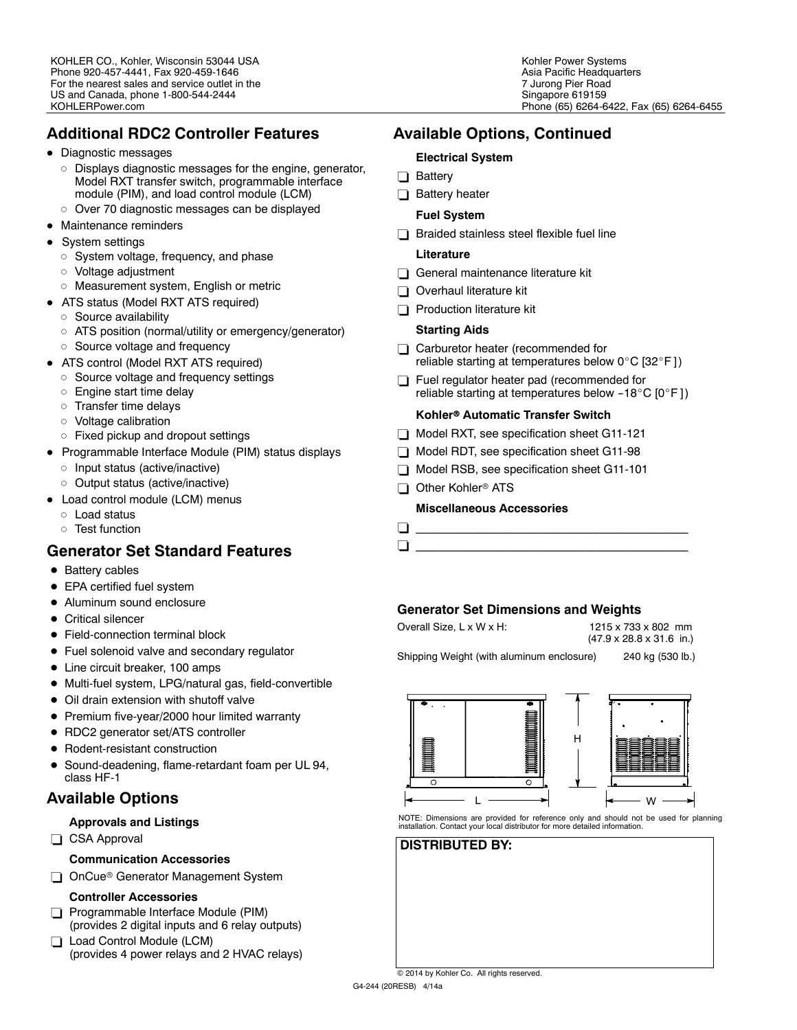KOHLER CO., Kohler, Wisconsin 53044 USA
Phone 920-457-4441, Fax 920-459-1646
For the nearest sales and service outlet in the US and Canada, phone 1-800-544-2444
KOHLERPower.com

Kohler Power Systems
Asia Pacific Headquarters
7 Jurong Pier Road
Singapore 619159
Phone (65) 6264-6422, Fax (65) 6264-6455

## Additional RDC2 Controller Features

- Diagnostic messages
  - Displays diagnostic messages for the engine, generator, Model RXT transfer switch, programmable interface module (PIM), and load control module (LCM)
  - Over 70 diagnostic messages can be displayed
- Maintenance reminders
- System settings
  - System voltage, frequency, and phase
  - Voltage adjustment
  - Measurement system, English or metric
- ATS status (Model RXT ATS required)
  - Source availability
  - ATS position (normal/utility or emergency/generator)
  - Source voltage and frequency
- ATS control (Model RXT ATS required)
  - Source voltage and frequency settings
  - Engine start time delay
  - Transfer time delays
  - Voltage calibration
  - Fixed pickup and dropout settings
- Programmable Interface Module (PIM) status displays
  - Input status (active/inactive)
  - Output status (active/inactive)
- Load control module (LCM) menus
  - Load status
  - Test function

## Generator Set Standard Features

- Battery cables
- EPA certified fuel system
- Aluminum sound enclosure
- Critical silencer
- Field-connection terminal block
- Fuel solenoid valve and secondary regulator
- Line circuit breaker, 100 amps
- Multi-fuel system, LPG/natural gas, field-convertible
- Oil drain extension with shutoff valve
- Premium five-year/2000 hour limited warranty
- RDC2 generator set/ATS controller
- Rodent-resistant construction
- Sound-deadening, flame-retardant foam per UL 94, class HF-1

## Available Options

### Approvals and Listings

- ❑ CSA Approval

### Communication Accessories

- ❑ OnCue® Generator Management System

### Controller Accessories

- ❑ Programmable Interface Module (PIM) (provides 2 digital inputs and 6 relay outputs)
- ❑ Load Control Module (LCM) (provides 4 power relays and 2 HVAC relays)

## Available Options, Continued

### Electrical System

- ❑ Battery
- ❑ Battery heater

### Fuel System

- ❑ Braided stainless steel flexible fuel line

### Literature

- ❑ General maintenance literature kit
- ❑ Overhaul literature kit
- ❑ Production literature kit

### Starting Aids

- ❑ Carburetor heater (recommended for reliable starting at temperatures below 0°C [32°F])
- ❑ Fuel regulator heater pad (recommended for reliable starting at temperatures below -18°C [0°F])

### Kohler® Automatic Transfer Switch

- ❑ Model RXT, see specification sheet G11-121
- ❑ Model RDT, see specification sheet G11-98
- ❑ Model RSB, see specification sheet G11-101
- ❑ Other Kohler® ATS

### Miscellaneous Accessories

- ❑ ________________________________________
- ❑ ________________________________________

## Generator Set Dimensions and Weights

| | |
|---|---|
| Overall Size, L x W x H: | 1215 x 733 x 802 mm (47.9 x 28.8 x 31.6 in.) |
| Shipping Weight (with aluminum enclosure) | 240 kg (530 lb.) |

H

L

W

NOTE: Dimensions are provided for reference only and should not be used for planning installation. Contact your local distributor for more detailed information.

**DISTRIBUTED BY:**

© 2014 by Kohler Co. All rights reserved.

G4-244 (20RESB) 4/14a